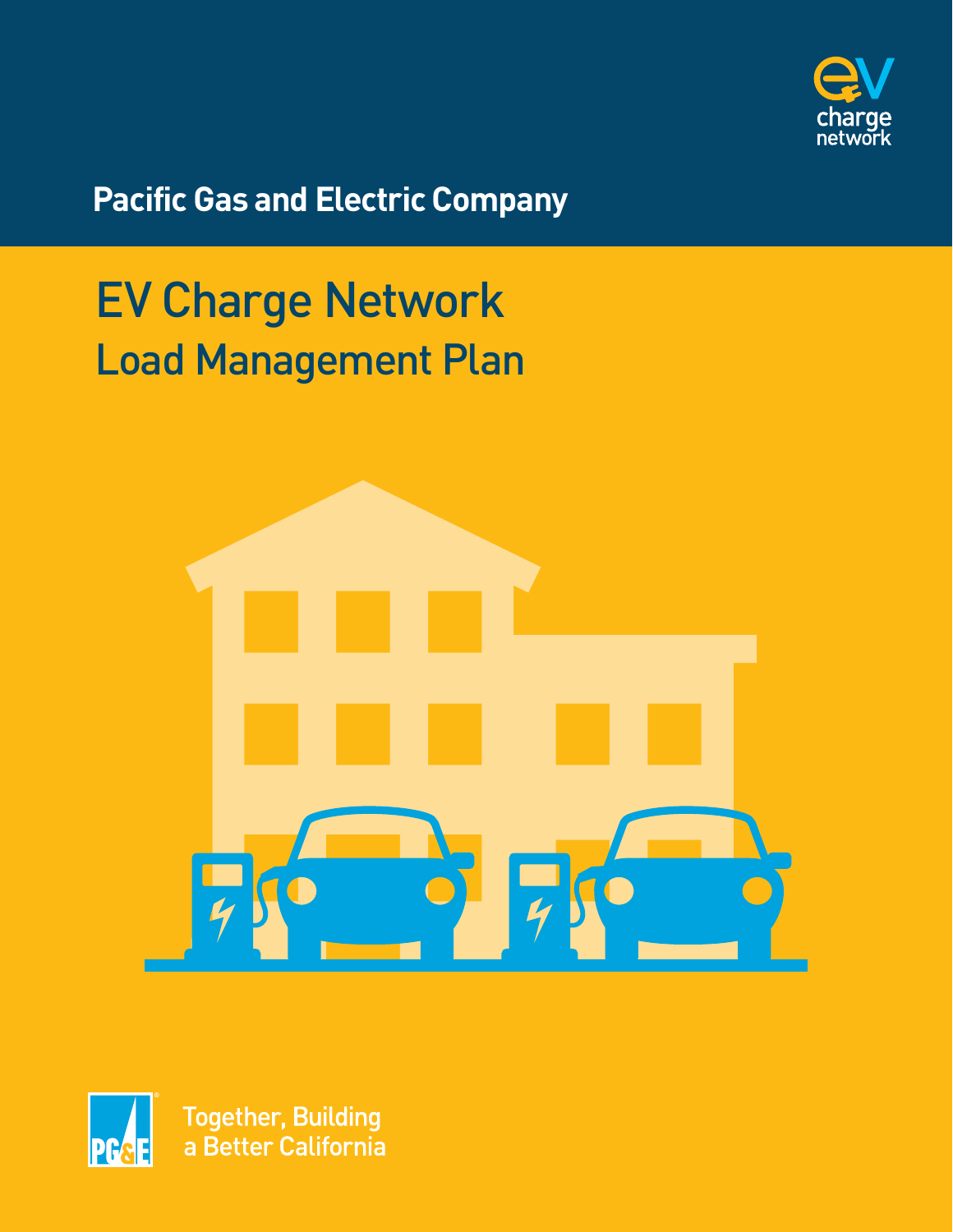ev charge network

**Pacific Gas and Electric Company**

# EV Charge Network
## Load Management Plan

PG&E

Together, Building a Better California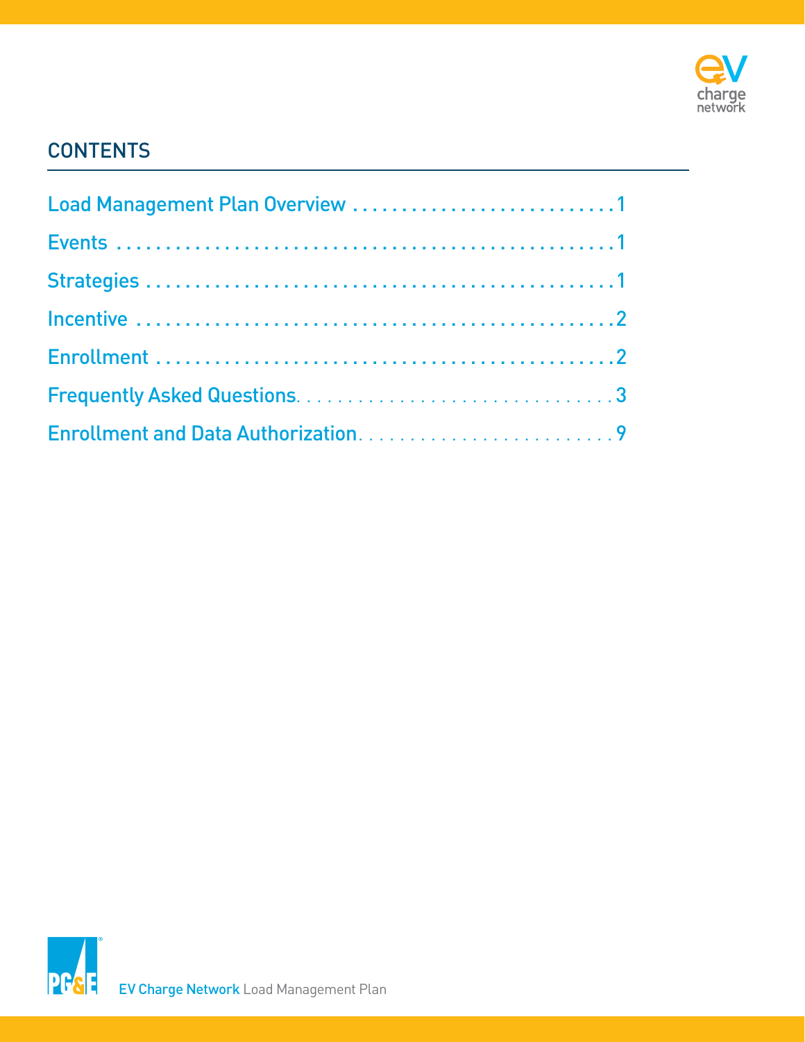## CONTENTS

Load Management Plan Overview . . . . . . . . . . . . . . . . . . . . . . . . . . . 1

Events . . . . . . . . . . . . . . . . . . . . . . . . . . . . . . . . . . . . . . . . . . . . . 1

Strategies . . . . . . . . . . . . . . . . . . . . . . . . . . . . . . . . . . . . . . . . . . . 1

Incentive . . . . . . . . . . . . . . . . . . . . . . . . . . . . . . . . . . . . . . . . . . . 2

Enrollment . . . . . . . . . . . . . . . . . . . . . . . . . . . . . . . . . . . . . . . . . . 2

Frequently Asked Questions. . . . . . . . . . . . . . . . . . . . . . . . . . . . . . . 3

Enrollment and Data Authorization. . . . . . . . . . . . . . . . . . . . . . . . . . 9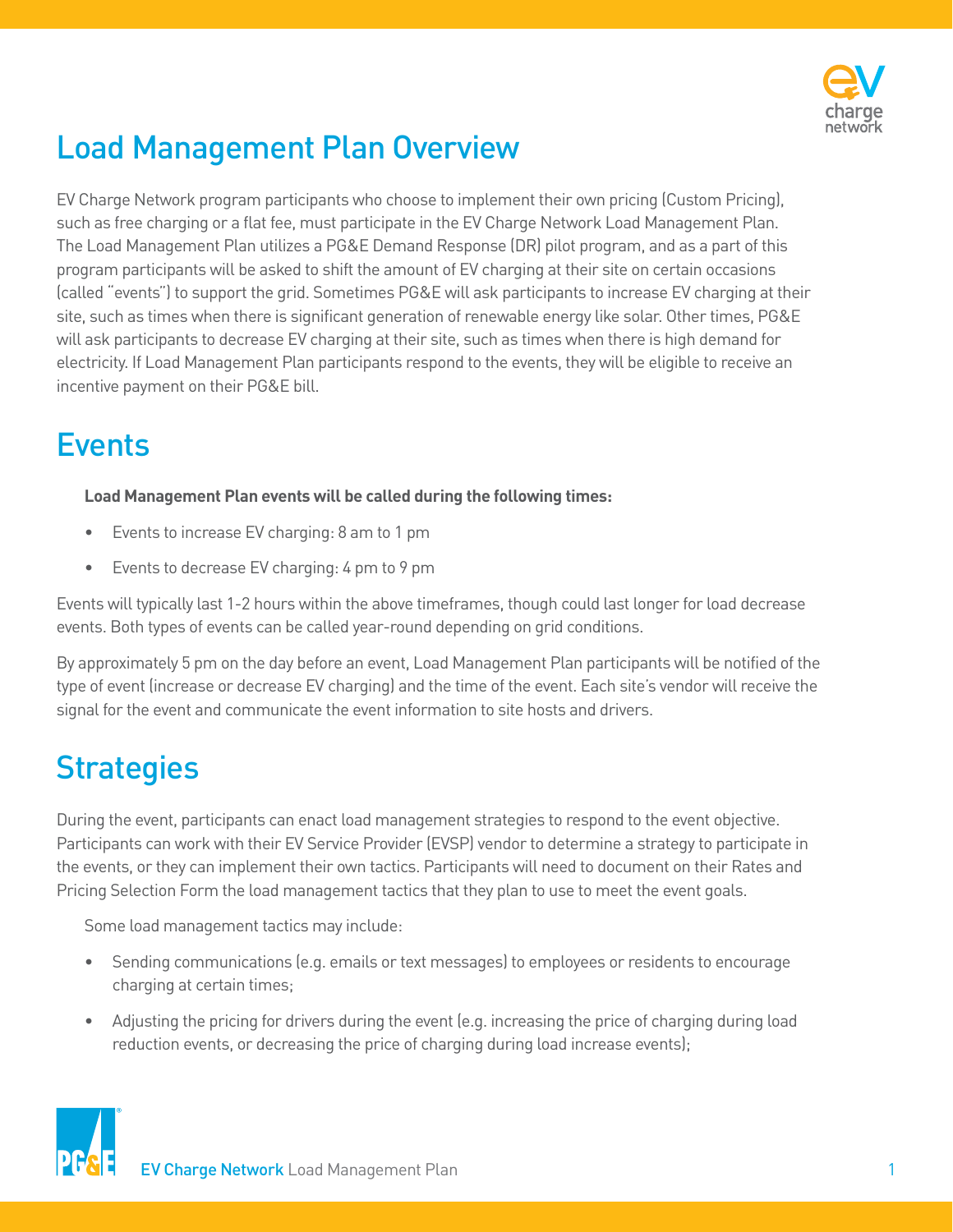# Load Management Plan Overview

EV Charge Network program participants who choose to implement their own pricing (Custom Pricing), such as free charging or a flat fee, must participate in the EV Charge Network Load Management Plan. The Load Management Plan utilizes a PG&E Demand Response (DR) pilot program, and as a part of this program participants will be asked to shift the amount of EV charging at their site on certain occasions (called "events") to support the grid. Sometimes PG&E will ask participants to increase EV charging at their site, such as times when there is significant generation of renewable energy like solar. Other times, PG&E will ask participants to decrease EV charging at their site, such as times when there is high demand for electricity. If Load Management Plan participants respond to the events, they will be eligible to receive an incentive payment on their PG&E bill.

# Events

**Load Management Plan events will be called during the following times:**

- Events to increase EV charging: 8 am to 1 pm
- Events to decrease EV charging: 4 pm to 9 pm

Events will typically last 1-2 hours within the above timeframes, though could last longer for load decrease events. Both types of events can be called year-round depending on grid conditions.

By approximately 5 pm on the day before an event, Load Management Plan participants will be notified of the type of event (increase or decrease EV charging) and the time of the event. Each site's vendor will receive the signal for the event and communicate the event information to site hosts and drivers.

# Strategies

During the event, participants can enact load management strategies to respond to the event objective. Participants can work with their EV Service Provider (EVSP) vendor to determine a strategy to participate in the events, or they can implement their own tactics. Participants will need to document on their Rates and Pricing Selection Form the load management tactics that they plan to use to meet the event goals.

Some load management tactics may include:

- Sending communications (e.g. emails or text messages) to employees or residents to encourage charging at certain times;
- Adjusting the pricing for drivers during the event (e.g. increasing the price of charging during load reduction events, or decreasing the price of charging during load increase events);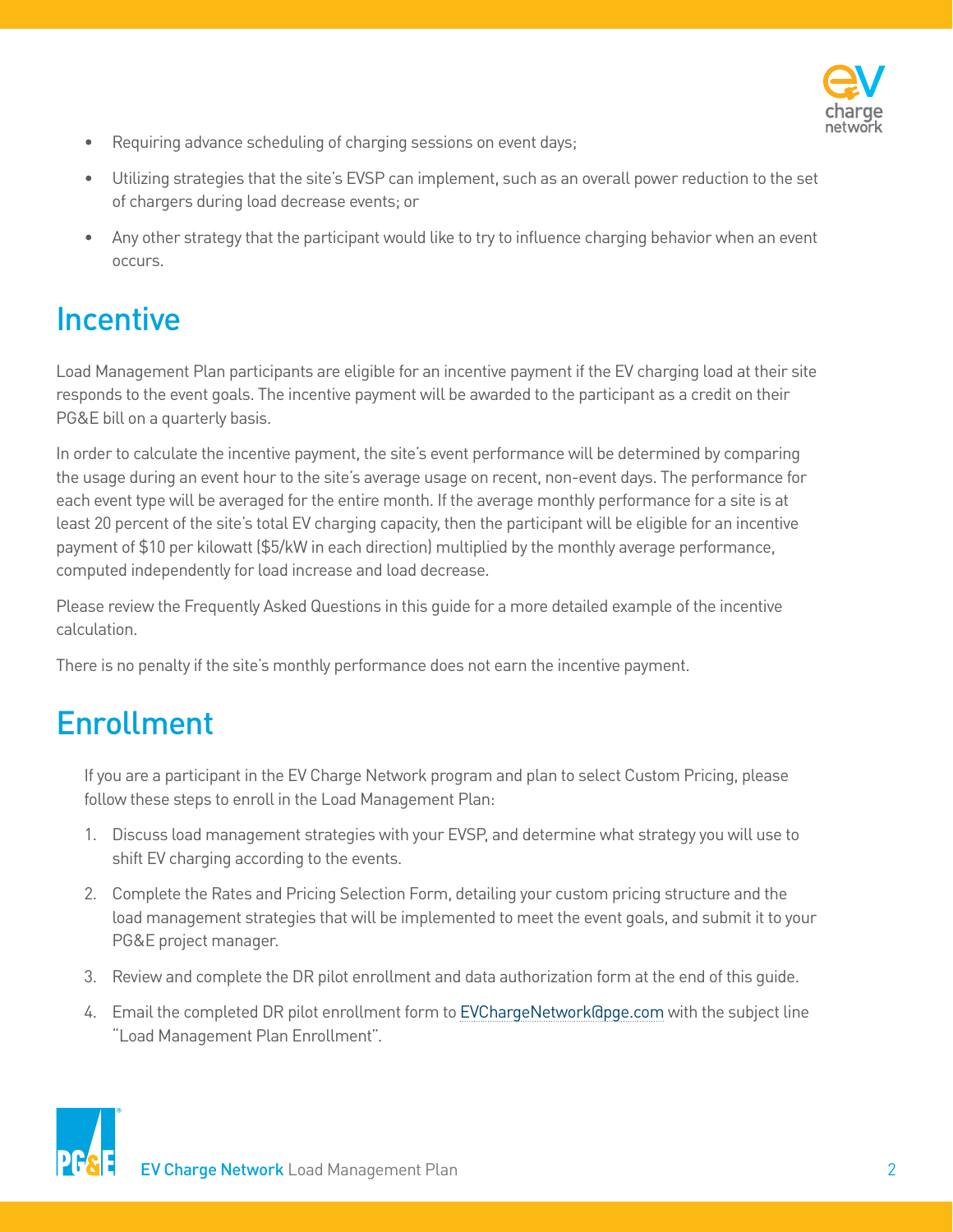- Requiring advance scheduling of charging sessions on event days;
- Utilizing strategies that the site's EVSP can implement, such as an overall power reduction to the set of chargers during load decrease events; or
- Any other strategy that the participant would like to try to influence charging behavior when an event occurs.

## Incentive

Load Management Plan participants are eligible for an incentive payment if the EV charging load at their site responds to the event goals. The incentive payment will be awarded to the participant as a credit on their PG&E bill on a quarterly basis.

In order to calculate the incentive payment, the site's event performance will be determined by comparing the usage during an event hour to the site's average usage on recent, non-event days. The performance for each event type will be averaged for the entire month. If the average monthly performance for a site is at least 20 percent of the site's total EV charging capacity, then the participant will be eligible for an incentive payment of $10 per kilowatt ($5/kW in each direction) multiplied by the monthly average performance, computed independently for load increase and load decrease.

Please review the Frequently Asked Questions in this guide for a more detailed example of the incentive calculation.

There is no penalty if the site's monthly performance does not earn the incentive payment.

## Enrollment

If you are a participant in the EV Charge Network program and plan to select Custom Pricing, please follow these steps to enroll in the Load Management Plan:

1. Discuss load management strategies with your EVSP, and determine what strategy you will use to shift EV charging according to the events.
2. Complete the Rates and Pricing Selection Form, detailing your custom pricing structure and the load management strategies that will be implemented to meet the event goals, and submit it to your PG&E project manager.
3. Review and complete the DR pilot enrollment and data authorization form at the end of this guide.
4. Email the completed DR pilot enrollment form to EVChargeNetwork@pge.com with the subject line "Load Management Plan Enrollment".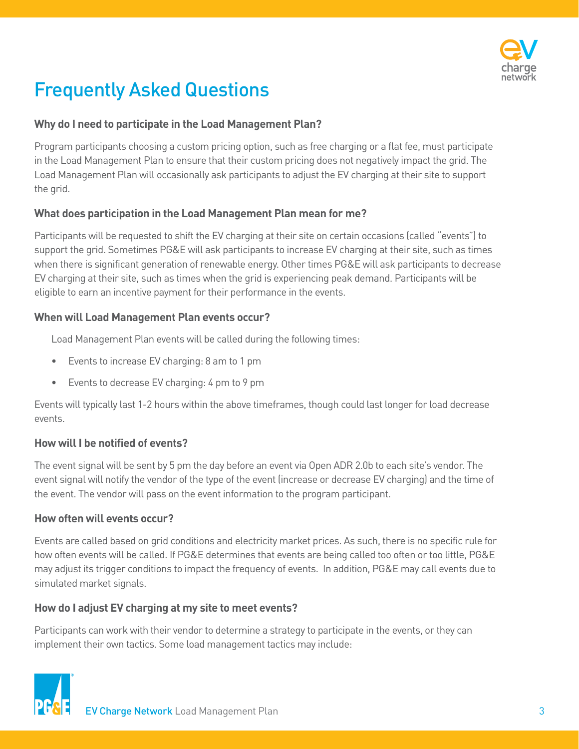# Frequently Asked Questions

### Why do I need to participate in the Load Management Plan?

Program participants choosing a custom pricing option, such as free charging or a flat fee, must participate in the Load Management Plan to ensure that their custom pricing does not negatively impact the grid. The Load Management Plan will occasionally ask participants to adjust the EV charging at their site to support the grid.

### What does participation in the Load Management Plan mean for me?

Participants will be requested to shift the EV charging at their site on certain occasions (called "events") to support the grid. Sometimes PG&E will ask participants to increase EV charging at their site, such as times when there is significant generation of renewable energy. Other times PG&E will ask participants to decrease EV charging at their site, such as times when the grid is experiencing peak demand. Participants will be eligible to earn an incentive payment for their performance in the events.

### When will Load Management Plan events occur?

Load Management Plan events will be called during the following times:

- Events to increase EV charging: 8 am to 1 pm
- Events to decrease EV charging: 4 pm to 9 pm

Events will typically last 1-2 hours within the above timeframes, though could last longer for load decrease events.

### How will I be notified of events?

The event signal will be sent by 5 pm the day before an event via Open ADR 2.0b to each site's vendor. The event signal will notify the vendor of the type of the event (increase or decrease EV charging) and the time of the event. The vendor will pass on the event information to the program participant.

### How often will events occur?

Events are called based on grid conditions and electricity market prices. As such, there is no specific rule for how often events will be called. If PG&E determines that events are being called too often or too little, PG&E may adjust its trigger conditions to impact the frequency of events. In addition, PG&E may call events due to simulated market signals.

### How do I adjust EV charging at my site to meet events?

Participants can work with their vendor to determine a strategy to participate in the events, or they can implement their own tactics. Some load management tactics may include: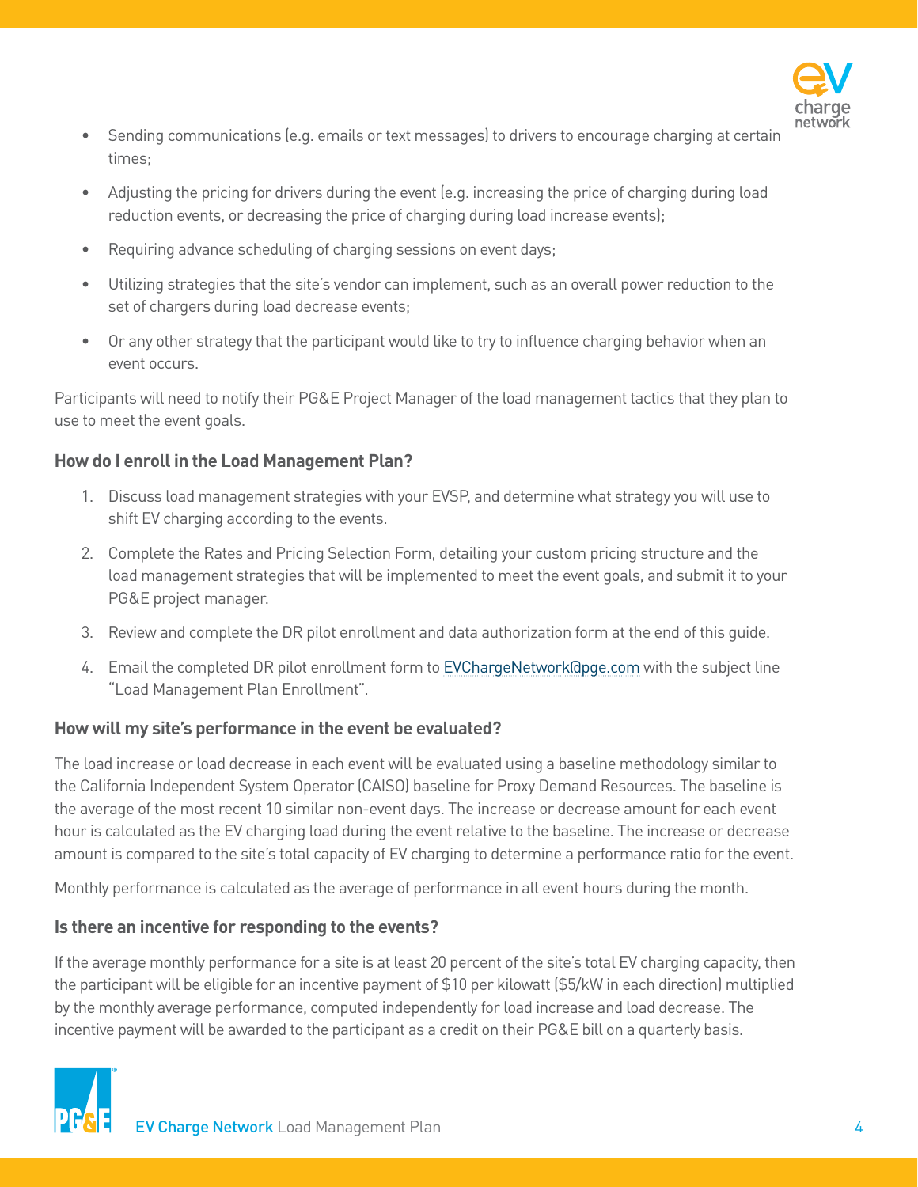- Sending communications (e.g. emails or text messages) to drivers to encourage charging at certain times;
- Adjusting the pricing for drivers during the event (e.g. increasing the price of charging during load reduction events, or decreasing the price of charging during load increase events);
- Requiring advance scheduling of charging sessions on event days;
- Utilizing strategies that the site's vendor can implement, such as an overall power reduction to the set of chargers during load decrease events;
- Or any other strategy that the participant would like to try to influence charging behavior when an event occurs.

Participants will need to notify their PG&E Project Manager of the load management tactics that they plan to use to meet the event goals.

### How do I enroll in the Load Management Plan?

1. Discuss load management strategies with your EVSP, and determine what strategy you will use to shift EV charging according to the events.
2. Complete the Rates and Pricing Selection Form, detailing your custom pricing structure and the load management strategies that will be implemented to meet the event goals, and submit it to your PG&E project manager.
3. Review and complete the DR pilot enrollment and data authorization form at the end of this guide.
4. Email the completed DR pilot enrollment form to EVChargeNetwork@pge.com with the subject line "Load Management Plan Enrollment".

### How will my site's performance in the event be evaluated?

The load increase or load decrease in each event will be evaluated using a baseline methodology similar to the California Independent System Operator (CAISO) baseline for Proxy Demand Resources. The baseline is the average of the most recent 10 similar non-event days. The increase or decrease amount for each event hour is calculated as the EV charging load during the event relative to the baseline. The increase or decrease amount is compared to the site's total capacity of EV charging to determine a performance ratio for the event.

Monthly performance is calculated as the average of performance in all event hours during the month.

### Is there an incentive for responding to the events?

If the average monthly performance for a site is at least 20 percent of the site's total EV charging capacity, then the participant will be eligible for an incentive payment of $10 per kilowatt ($5/kW in each direction) multiplied by the monthly average performance, computed independently for load increase and load decrease. The incentive payment will be awarded to the participant as a credit on their PG&E bill on a quarterly basis.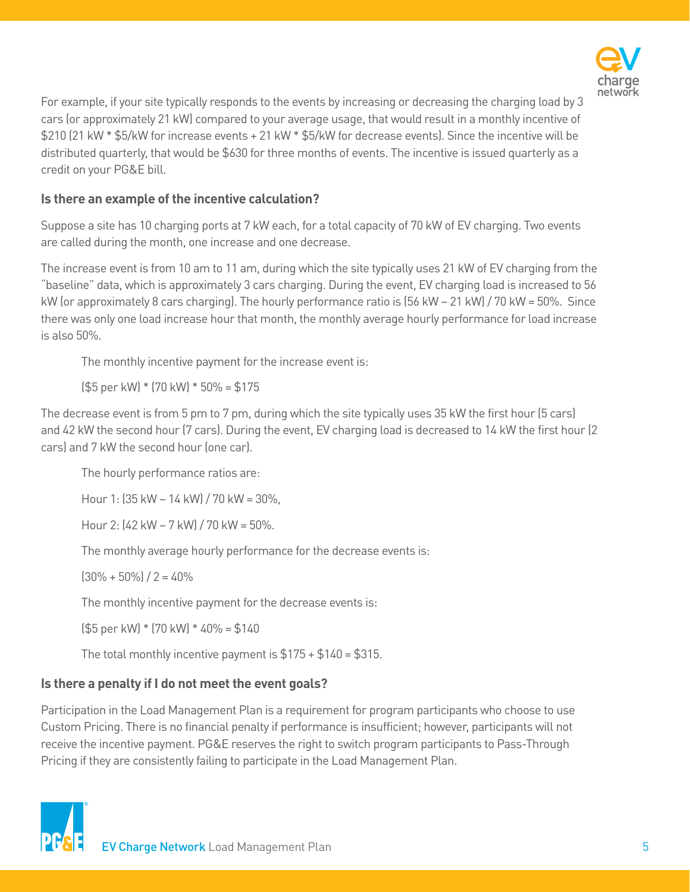For example, if your site typically responds to the events by increasing or decreasing the charging load by 3 cars (or approximately 21 kW) compared to your average usage, that would result in a monthly incentive of $210 (21 kW * $5/kW for increase events + 21 kW * $5/kW for decrease events). Since the incentive will be distributed quarterly, that would be $630 for three months of events. The incentive is issued quarterly as a credit on your PG&E bill.

**Is there an example of the incentive calculation?**

Suppose a site has 10 charging ports at 7 kW each, for a total capacity of 70 kW of EV charging. Two events are called during the month, one increase and one decrease.

The increase event is from 10 am to 11 am, during which the site typically uses 21 kW of EV charging from the "baseline" data, which is approximately 3 cars charging. During the event, EV charging load is increased to 56 kW (or approximately 8 cars charging). The hourly performance ratio is (56 kW – 21 kW) / 70 kW = 50%. Since there was only one load increase hour that month, the monthly average hourly performance for load increase is also 50%.

> The monthly incentive payment for the increase event is:
>
> ($5 per kW) * (70 kW) * 50% = $175

The decrease event is from 5 pm to 7 pm, during which the site typically uses 35 kW the first hour (5 cars) and 42 kW the second hour (7 cars). During the event, EV charging load is decreased to 14 kW the first hour (2 cars) and 7 kW the second hour (one car).

> The hourly performance ratios are:
>
> Hour 1: (35 kW – 14 kW) / 70 kW = 30%,
>
> Hour 2: (42 kW – 7 kW) / 70 kW = 50%.
>
> The monthly average hourly performance for the decrease events is:
>
> (30% + 50%) / 2 = 40%
>
> The monthly incentive payment for the decrease events is:
>
> ($5 per kW) * (70 kW) * 40% = $140
>
> The total monthly incentive payment is $175 + $140 = $315.

**Is there a penalty if I do not meet the event goals?**

Participation in the Load Management Plan is a requirement for program participants who choose to use Custom Pricing. There is no financial penalty if performance is insufficient; however, participants will not receive the incentive payment. PG&E reserves the right to switch program participants to Pass-Through Pricing if they are consistently failing to participate in the Load Management Plan.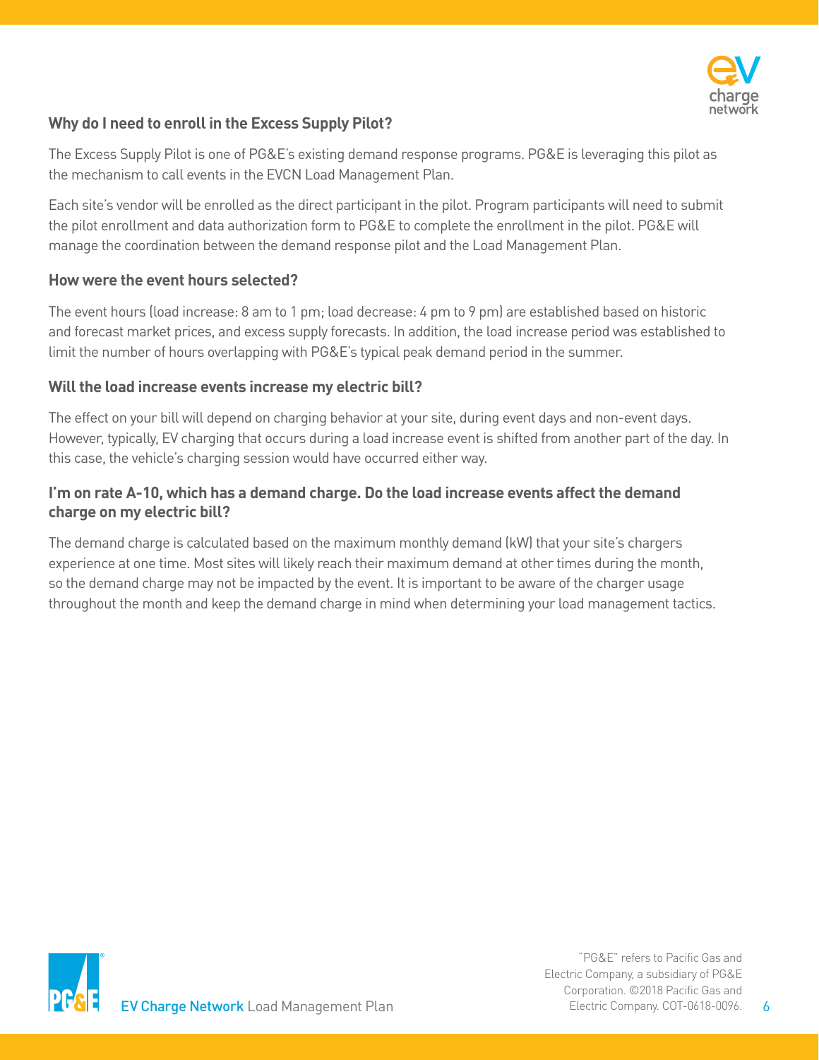### Why do I need to enroll in the Excess Supply Pilot?

The Excess Supply Pilot is one of PG&E's existing demand response programs. PG&E is leveraging this pilot as the mechanism to call events in the EVCN Load Management Plan.

Each site's vendor will be enrolled as the direct participant in the pilot. Program participants will need to submit the pilot enrollment and data authorization form to PG&E to complete the enrollment in the pilot. PG&E will manage the coordination between the demand response pilot and the Load Management Plan.

### How were the event hours selected?

The event hours (load increase: 8 am to 1 pm; load decrease: 4 pm to 9 pm) are established based on historic and forecast market prices, and excess supply forecasts. In addition, the load increase period was established to limit the number of hours overlapping with PG&E's typical peak demand period in the summer.

### Will the load increase events increase my electric bill?

The effect on your bill will depend on charging behavior at your site, during event days and non-event days. However, typically, EV charging that occurs during a load increase event is shifted from another part of the day. In this case, the vehicle's charging session would have occurred either way.

### I'm on rate A-10, which has a demand charge. Do the load increase events affect the demand charge on my electric bill?

The demand charge is calculated based on the maximum monthly demand (kW) that your site's chargers experience at one time. Most sites will likely reach their maximum demand at other times during the month, so the demand charge may not be impacted by the event. It is important to be aware of the charger usage throughout the month and keep the demand charge in mind when determining your load management tactics.

"PG&E" refers to Pacific Gas and Electric Company, a subsidiary of PG&E Corporation. ©2018 Pacific Gas and Electric Company. COT-0618-0096.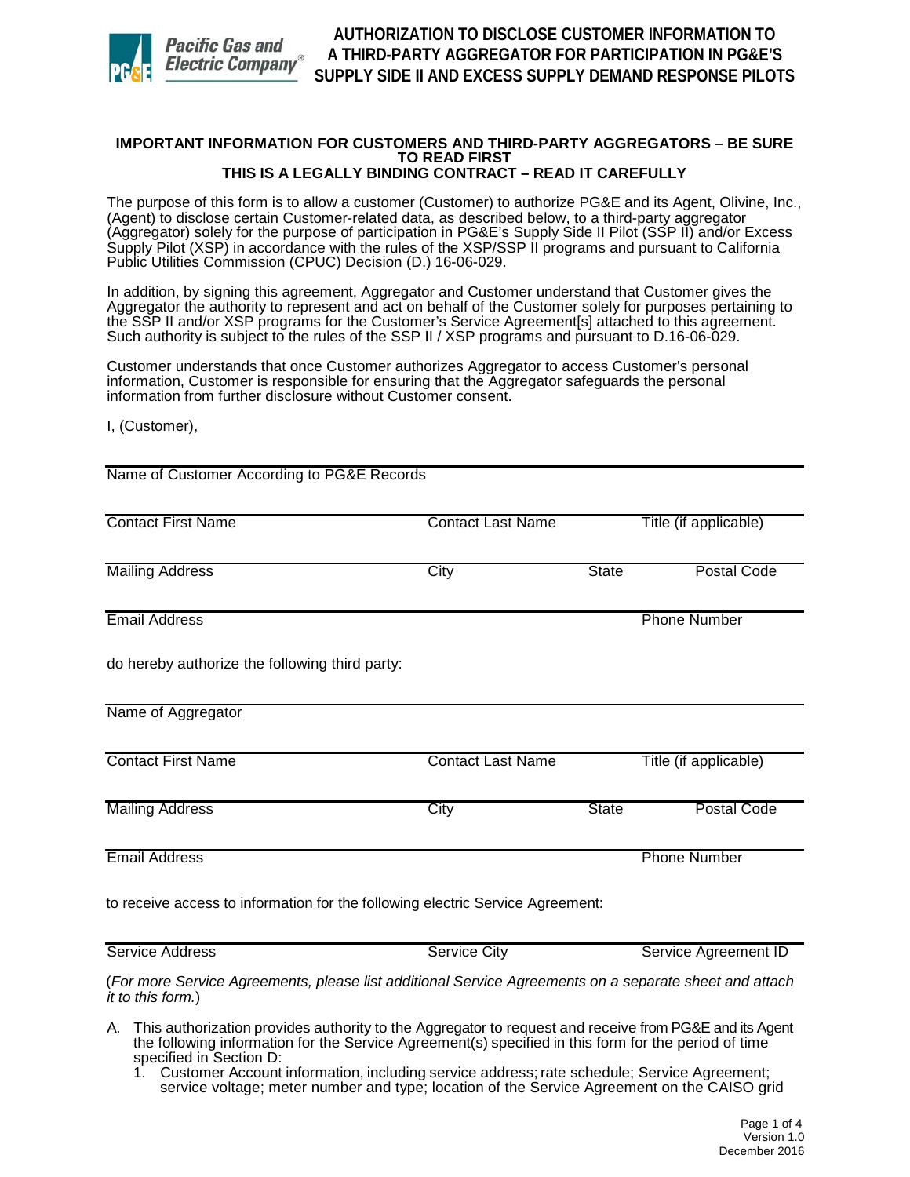# AUTHORIZATION TO DISCLOSE CUSTOMER INFORMATION TO A THIRD-PARTY AGGREGATOR FOR PARTICIPATION IN PG&E'S SUPPLY SIDE II AND EXCESS SUPPLY DEMAND RESPONSE PILOTS

**IMPORTANT INFORMATION FOR CUSTOMERS AND THIRD-PARTY AGGREGATORS – BE SURE TO READ FIRST**
**THIS IS A LEGALLY BINDING CONTRACT – READ IT CAREFULLY**

The purpose of this form is to allow a customer (Customer) to authorize PG&E and its Agent, Olivine, Inc., (Agent) to disclose certain Customer-related data, as described below, to a third-party aggregator (Aggregator) solely for the purpose of participation in PG&E's Supply Side II Pilot (SSP II) and/or Excess Supply Pilot (XSP) in accordance with the rules of the XSP/SSP II programs and pursuant to California Public Utilities Commission (CPUC) Decision (D.) 16-06-029.

In addition, by signing this agreement, Aggregator and Customer understand that Customer gives the Aggregator the authority to represent and act on behalf of the Customer solely for purposes pertaining to the SSP II and/or XSP programs for the Customer's Service Agreement[s] attached to this agreement. Such authority is subject to the rules of the SSP II / XSP programs and pursuant to D.16-06-029.

Customer understands that once Customer authorizes Aggregator to access Customer's personal information, Customer is responsible for ensuring that the Aggregator safeguards the personal information from further disclosure without Customer consent.

I, (Customer),

Name of Customer According to PG&E Records

Contact First Name | Contact Last Name | Title (if applicable)

Mailing Address | City | State | Postal Code

Email Address | Phone Number

do hereby authorize the following third party:

Name of Aggregator

Contact First Name | Contact Last Name | Title (if applicable)

Mailing Address | City | State | Postal Code

Email Address | Phone Number

to receive access to information for the following electric Service Agreement:

Service Address | Service City | Service Agreement ID

(*For more Service Agreements, please list additional Service Agreements on a separate sheet and attach it to this form.*)

A. This authorization provides authority to the Aggregator to request and receive from PG&E and its Agent the following information for the Service Agreement(s) specified in this form for the period of time specified in Section D:
   1. Customer Account information, including service address; rate schedule; Service Agreement; service voltage; meter number and type; location of the Service Agreement on the CAISO grid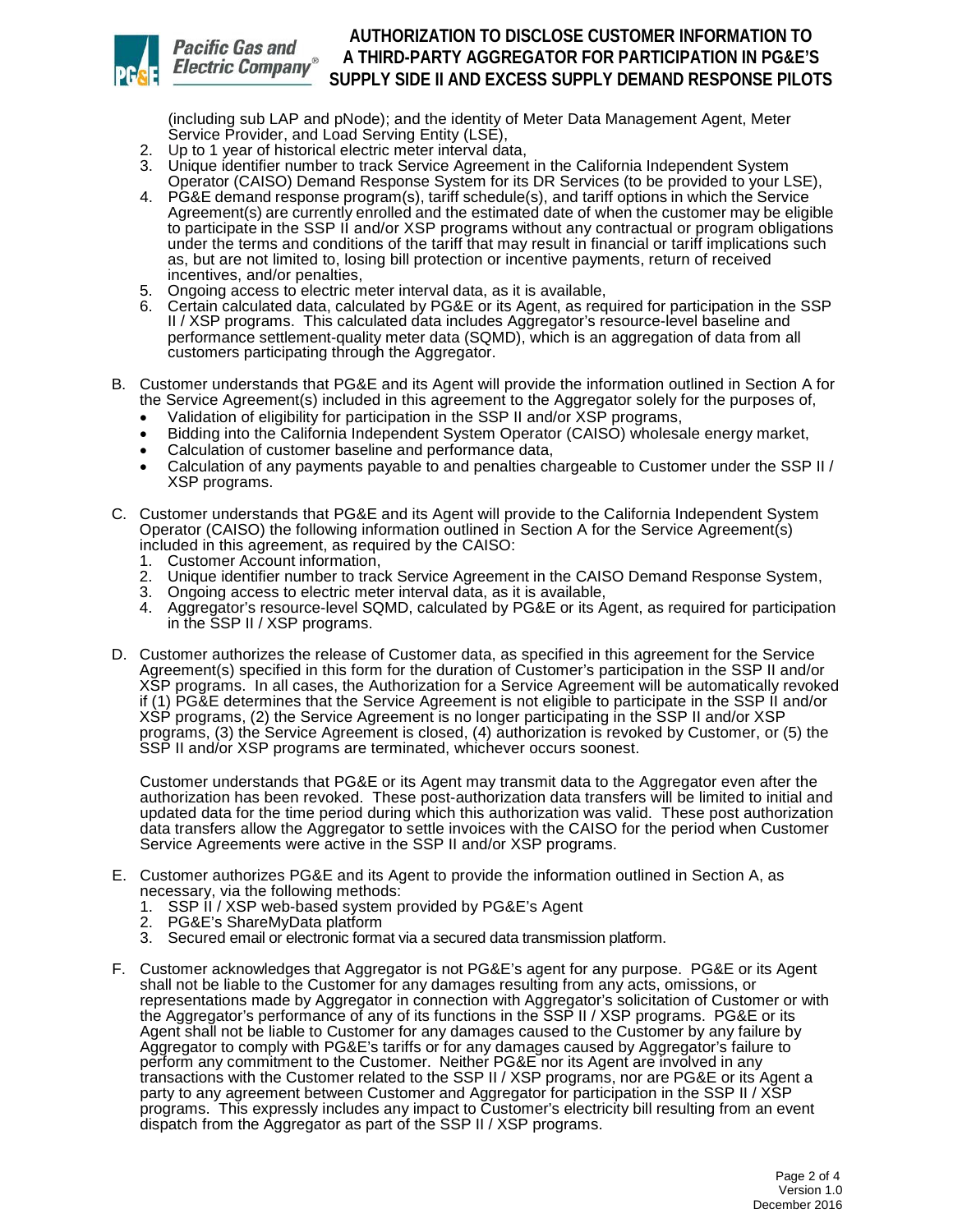(including sub LAP and pNode); and the identity of Meter Data Management Agent, Meter Service Provider, and Load Serving Entity (LSE),

2. Up to 1 year of historical electric meter interval data,
3. Unique identifier number to track Service Agreement in the California Independent System Operator (CAISO) Demand Response System for its DR Services (to be provided to your LSE),
4. PG&E demand response program(s), tariff schedule(s), and tariff options in which the Service Agreement(s) are currently enrolled and the estimated date of when the customer may be eligible to participate in the SSP II and/or XSP programs without any contractual or program obligations under the terms and conditions of the tariff that may result in financial or tariff implications such as, but are not limited to, losing bill protection or incentive payments, return of received incentives, and/or penalties,
5. Ongoing access to electric meter interval data, as it is available,
6. Certain calculated data, calculated by PG&E or its Agent, as required for participation in the SSP II / XSP programs. This calculated data includes Aggregator's resource-level baseline and performance settlement-quality meter data (SQMD), which is an aggregation of data from all customers participating through the Aggregator.

B. Customer understands that PG&E and its Agent will provide the information outlined in Section A for the Service Agreement(s) included in this agreement to the Aggregator solely for the purposes of,

- Validation of eligibility for participation in the SSP II and/or XSP programs,
- Bidding into the California Independent System Operator (CAISO) wholesale energy market,
- Calculation of customer baseline and performance data,
- Calculation of any payments payable to and penalties chargeable to Customer under the SSP II / XSP programs.

C. Customer understands that PG&E and its Agent will provide to the California Independent System Operator (CAISO) the following information outlined in Section A for the Service Agreement(s) included in this agreement, as required by the CAISO:

1. Customer Account information,
2. Unique identifier number to track Service Agreement in the CAISO Demand Response System,
3. Ongoing access to electric meter interval data, as it is available,
4. Aggregator's resource-level SQMD, calculated by PG&E or its Agent, as required for participation in the SSP II / XSP programs.

D. Customer authorizes the release of Customer data, as specified in this agreement for the Service Agreement(s) specified in this form for the duration of Customer's participation in the SSP II and/or XSP programs. In all cases, the Authorization for a Service Agreement will be automatically revoked if (1) PG&E determines that the Service Agreement is not eligible to participate in the SSP II and/or XSP programs, (2) the Service Agreement is no longer participating in the SSP II and/or XSP programs, (3) the Service Agreement is closed, (4) authorization is revoked by Customer, or (5) the SSP II and/or XSP programs are terminated, whichever occurs soonest.

Customer understands that PG&E or its Agent may transmit data to the Aggregator even after the authorization has been revoked. These post-authorization data transfers will be limited to initial and updated data for the time period during which this authorization was valid. These post authorization data transfers allow the Aggregator to settle invoices with the CAISO for the period when Customer Service Agreements were active in the SSP II and/or XSP programs.

E. Customer authorizes PG&E and its Agent to provide the information outlined in Section A, as necessary, via the following methods:

1. SSP II / XSP web-based system provided by PG&E's Agent
2. PG&E's ShareMyData platform
3. Secured email or electronic format via a secured data transmission platform.

F. Customer acknowledges that Aggregator is not PG&E's agent for any purpose. PG&E or its Agent shall not be liable to the Customer for any damages resulting from any acts, omissions, or representations made by Aggregator in connection with Aggregator's solicitation of Customer or with the Aggregator's performance of any of its functions in the SSP II / XSP programs. PG&E or its Agent shall not be liable to Customer for any damages caused to the Customer by any failure by Aggregator to comply with PG&E's tariffs or for any damages caused by Aggregator's failure to perform any commitment to the Customer. Neither PG&E nor its Agent are involved in any transactions with the Customer related to the SSP II / XSP programs, nor are PG&E or its Agent a party to any agreement between Customer and Aggregator for participation in the SSP II / XSP programs. This expressly includes any impact to Customer's electricity bill resulting from an event dispatch from the Aggregator as part of the SSP II / XSP programs.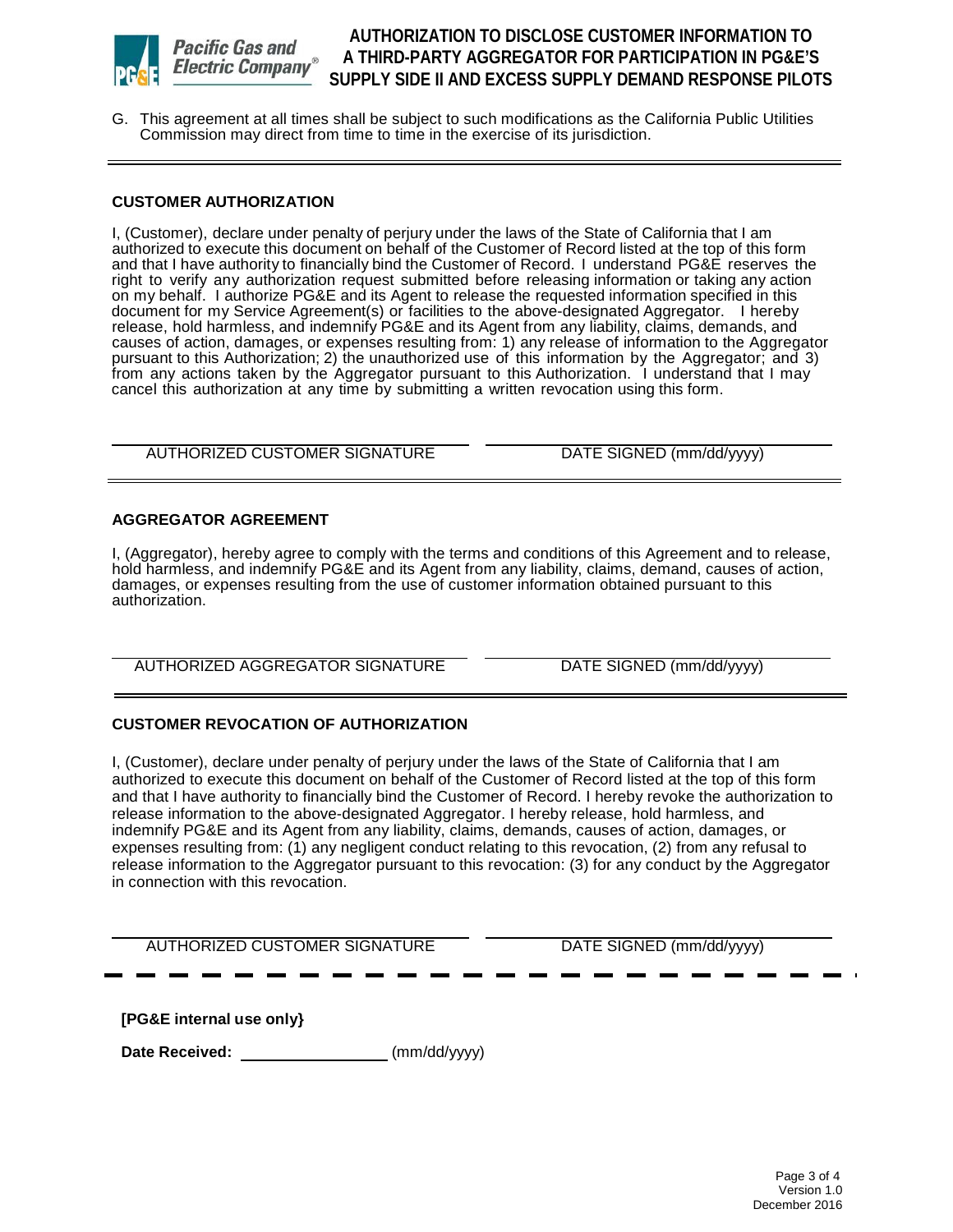G. This agreement at all times shall be subject to such modifications as the California Public Utilities Commission may direct from time to time in the exercise of its jurisdiction.

---

### CUSTOMER AUTHORIZATION

I, (Customer), declare under penalty of perjury under the laws of the State of California that I am authorized to execute this document on behalf of the Customer of Record listed at the top of this form and that I have authority to financially bind the Customer of Record. I understand PG&E reserves the right to verify any authorization request submitted before releasing information or taking any action on my behalf. I authorize PG&E and its Agent to release the requested information specified in this document for my Service Agreement(s) or facilities to the above-designated Aggregator. I hereby release, hold harmless, and indemnify PG&E and its Agent from any liability, claims, demands, and causes of action, damages, or expenses resulting from: 1) any release of information to the Aggregator pursuant to this Authorization; 2) the unauthorized use of this information by the Aggregator; and 3) from any actions taken by the Aggregator pursuant to this Authorization. I understand that I may cancel this authorization at any time by submitting a written revocation using this form.

| AUTHORIZED CUSTOMER SIGNATURE | DATE SIGNED (mm/dd/yyyy) |
|---|---|

---

### AGGREGATOR AGREEMENT

I, (Aggregator), hereby agree to comply with the terms and conditions of this Agreement and to release, hold harmless, and indemnify PG&E and its Agent from any liability, claims, demand, causes of action, damages, or expenses resulting from the use of customer information obtained pursuant to this authorization.

| AUTHORIZED AGGREGATOR SIGNATURE | DATE SIGNED (mm/dd/yyyy) |
|---|---|

---

### CUSTOMER REVOCATION OF AUTHORIZATION

I, (Customer), declare under penalty of perjury under the laws of the State of California that I am authorized to execute this document on behalf of the Customer of Record listed at the top of this form and that I have authority to financially bind the Customer of Record. I hereby revoke the authorization to release information to the above-designated Aggregator. I hereby release, hold harmless, and indemnify PG&E and its Agent from any liability, claims, demands, causes of action, damages, or expenses resulting from: (1) any negligent conduct relating to this revocation, (2) from any refusal to release information to the Aggregator pursuant to this revocation: (3) for any conduct by the Aggregator in connection with this revocation.

| AUTHORIZED CUSTOMER SIGNATURE | DATE SIGNED (mm/dd/yyyy) |
|---|---|

---

**[PG&E internal use only}**

**Date Received:** ________________ (mm/dd/yyyy)

Version 1.0
December 2016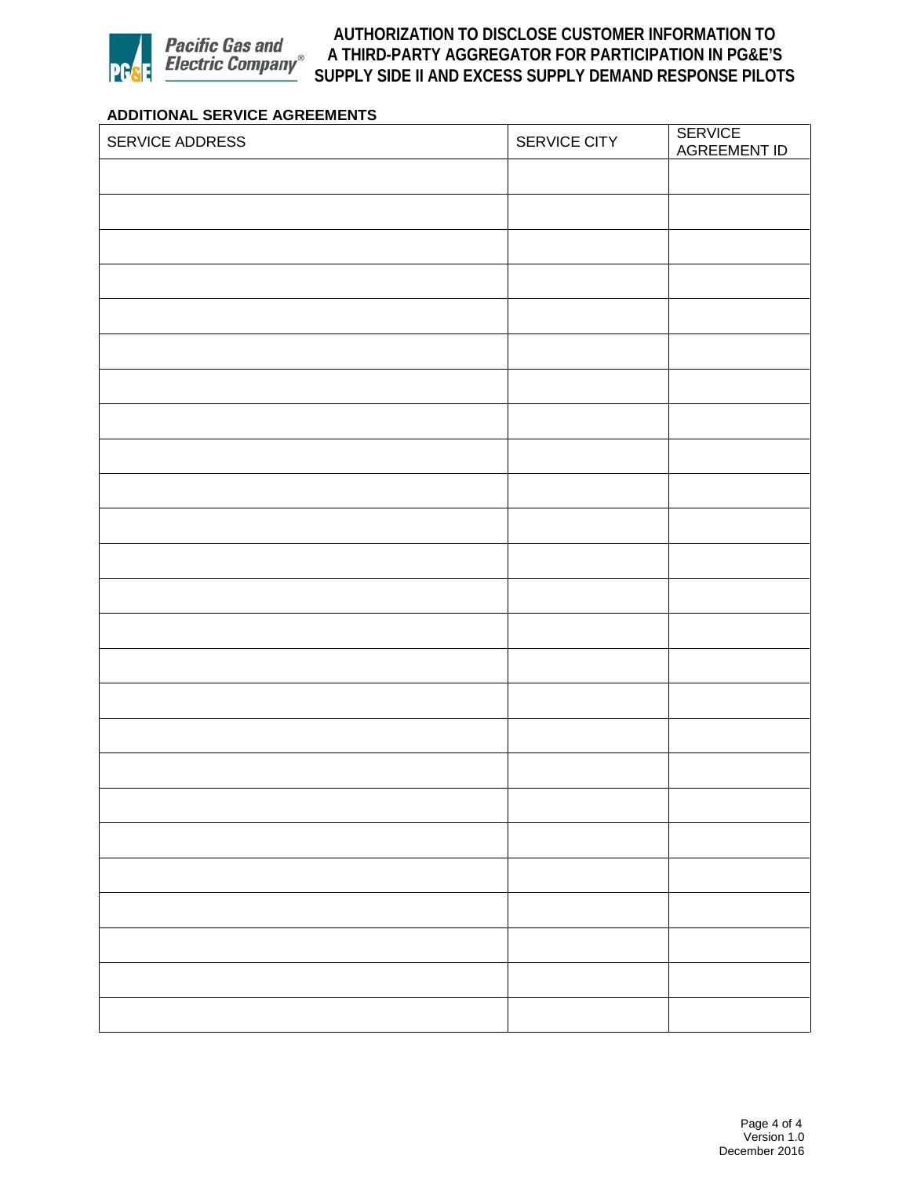# AUTHORIZATION TO DISCLOSE CUSTOMER INFORMATION TO A THIRD-PARTY AGGREGATOR FOR PARTICIPATION IN PG&E'S SUPPLY SIDE II AND EXCESS SUPPLY DEMAND RESPONSE PILOTS

**ADDITIONAL SERVICE AGREEMENTS**

| SERVICE ADDRESS | SERVICE CITY | SERVICE AGREEMENT ID |
|---|---|---|
| | | |
| | | |
| | | |
| | | |
| | | |
| | | |
| | | |
| | | |
| | | |
| | | |
| | | |
| | | |
| | | |
| | | |
| | | |
| | | |
| | | |
| | | |
| | | |
| | | |
| | | |
| | | |
| | | |
| | | |
| | | |

Version 1.0
December 2016